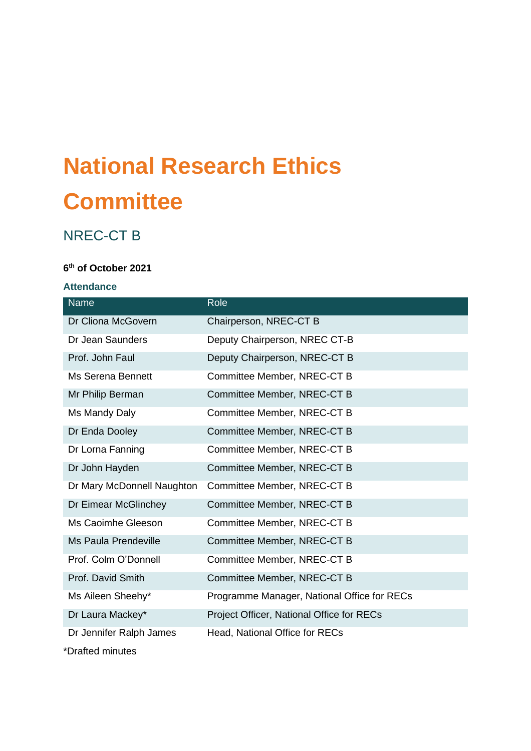# National Research Ethics Committee

## NREC-CT B

**6th of October 2021**

### Attendance

| Name | Role |
|---|---|
| Dr Cliona McGovern | Chairperson, NREC-CT B |
| Dr Jean Saunders | Deputy Chairperson, NREC CT-B |
| Prof. John Faul | Deputy Chairperson, NREC-CT B |
| Ms Serena Bennett | Committee Member, NREC-CT B |
| Mr Philip Berman | Committee Member, NREC-CT B |
| Ms Mandy Daly | Committee Member, NREC-CT B |
| Dr Enda Dooley | Committee Member, NREC-CT B |
| Dr Lorna Fanning | Committee Member, NREC-CT B |
| Dr John Hayden | Committee Member, NREC-CT B |
| Dr Mary McDonnell Naughton | Committee Member, NREC-CT B |
| Dr Eimear McGlinchey | Committee Member, NREC-CT B |
| Ms Caoimhe Gleeson | Committee Member, NREC-CT B |
| Ms Paula Prendeville | Committee Member, NREC-CT B |
| Prof. Colm O'Donnell | Committee Member, NREC-CT B |
| Prof. David Smith | Committee Member, NREC-CT B |
| Ms Aileen Sheehy* | Programme Manager, National Office for RECs |
| Dr Laura Mackey* | Project Officer, National Office for RECs |
| Dr Jennifer Ralph James | Head, National Office for RECs |

*Drafted minutes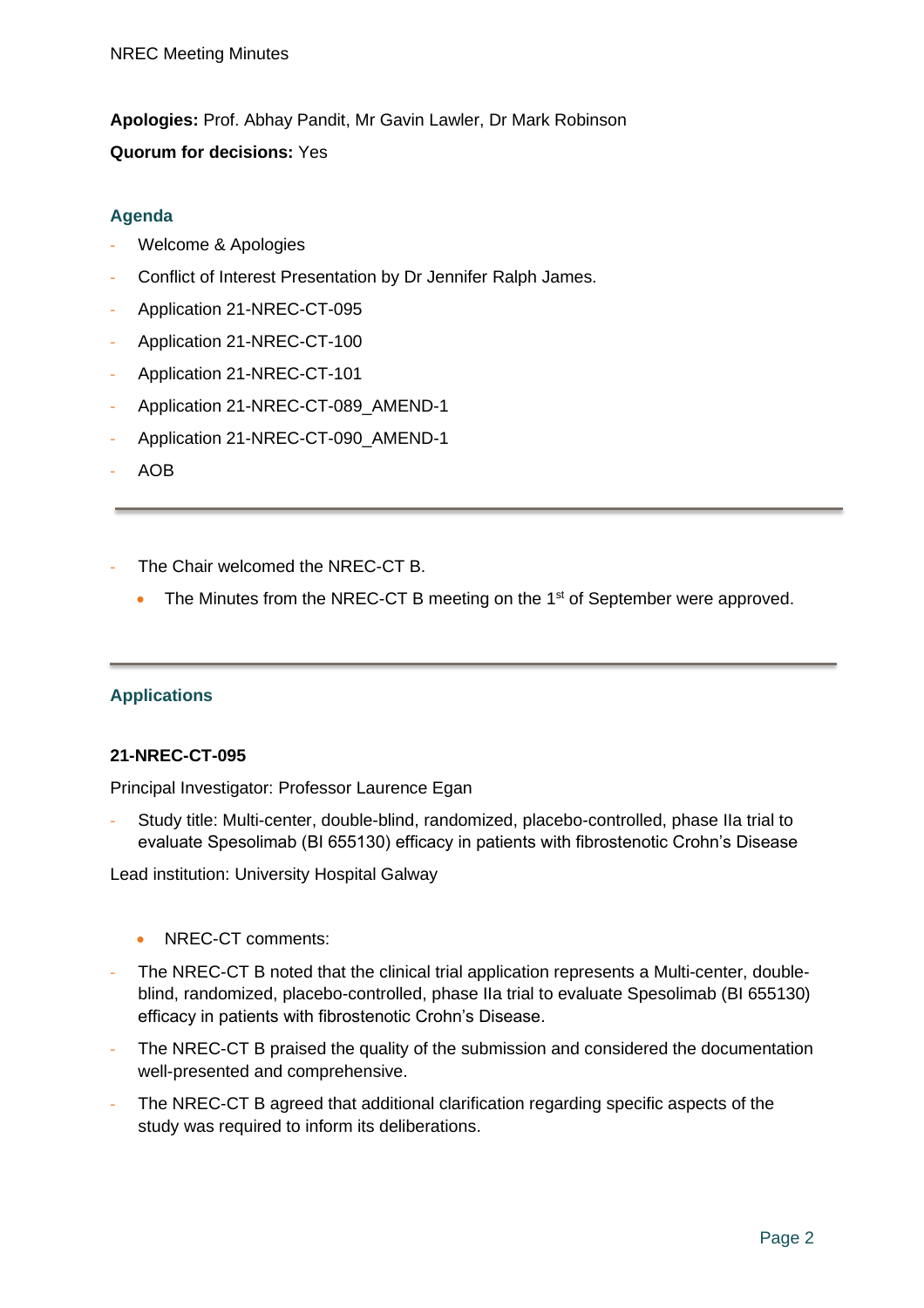**Apologies:** Prof. Abhay Pandit, Mr Gavin Lawler, Dr Mark Robinson

**Quorum for decisions:** Yes

## Agenda

- Welcome & Apologies
- Conflict of Interest Presentation by Dr Jennifer Ralph James.
- Application 21-NREC-CT-095
- Application 21-NREC-CT-100
- Application 21-NREC-CT-101
- Application 21-NREC-CT-089_AMEND-1
- Application 21-NREC-CT-090_AMEND-1
- AOB

---

- The Chair welcomed the NREC-CT B.
  - The Minutes from the NREC-CT B meeting on the 1st of September were approved.

---

## Applications

**21-NREC-CT-095**

Principal Investigator: Professor Laurence Egan

- Study title: Multi-center, double-blind, randomized, placebo-controlled, phase IIa trial to evaluate Spesolimab (BI 655130) efficacy in patients with fibrostenotic Crohn's Disease

Lead institution: University Hospital Galway

- NREC-CT comments:

- The NREC-CT B noted that the clinical trial application represents a Multi-center, double-blind, randomized, placebo-controlled, phase IIa trial to evaluate Spesolimab (BI 655130) efficacy in patients with fibrostenotic Crohn's Disease.
- The NREC-CT B praised the quality of the submission and considered the documentation well-presented and comprehensive.
- The NREC-CT B agreed that additional clarification regarding specific aspects of the study was required to inform its deliberations.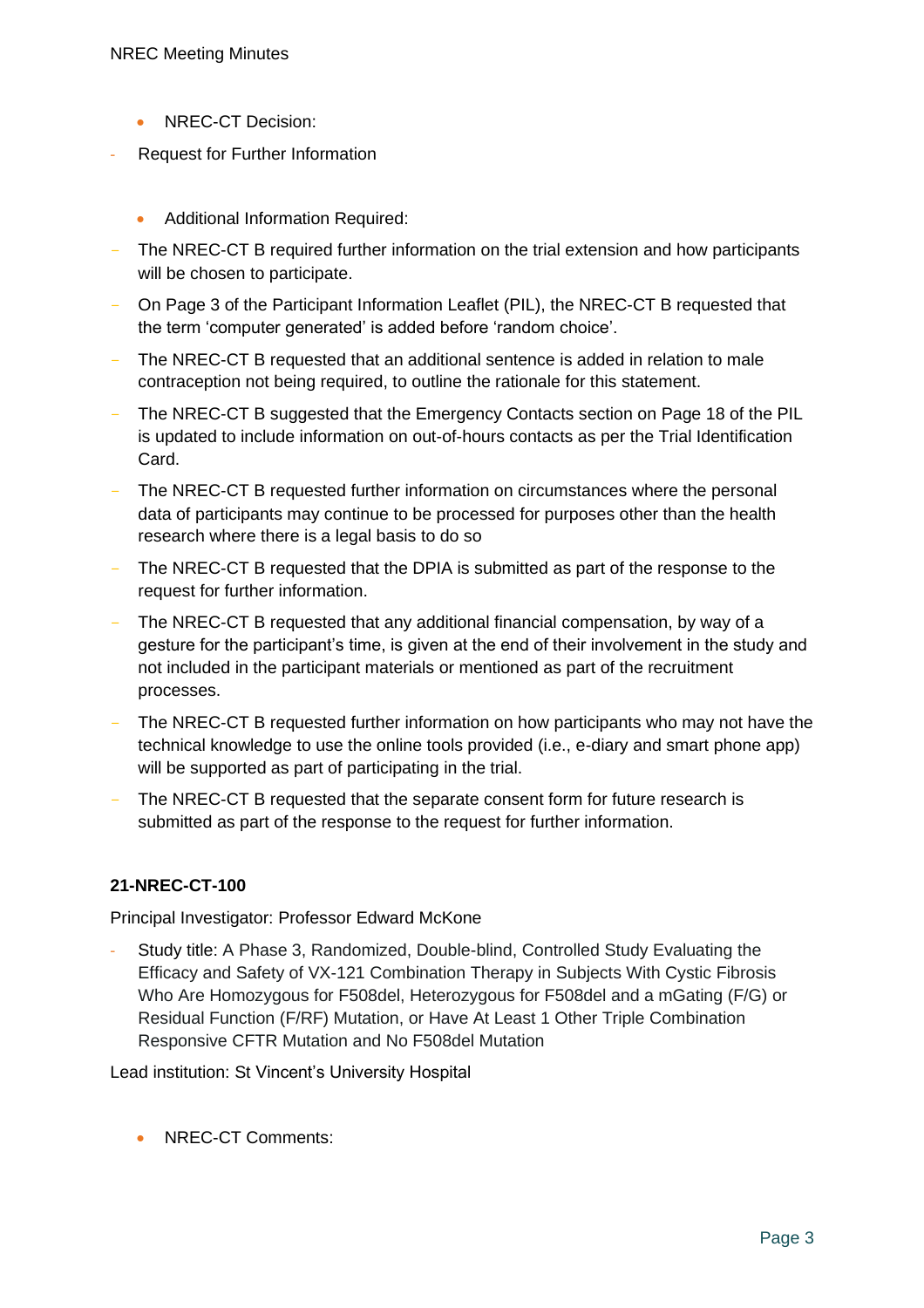- NREC-CT Decision:

- Request for Further Information

- Additional Information Required:

- The NREC-CT B required further information on the trial extension and how participants will be chosen to participate.
- On Page 3 of the Participant Information Leaflet (PIL), the NREC-CT B requested that the term 'computer generated' is added before 'random choice'.
- The NREC-CT B requested that an additional sentence is added in relation to male contraception not being required, to outline the rationale for this statement.
- The NREC-CT B suggested that the Emergency Contacts section on Page 18 of the PIL is updated to include information on out-of-hours contacts as per the Trial Identification Card.
- The NREC-CT B requested further information on circumstances where the personal data of participants may continue to be processed for purposes other than the health research where there is a legal basis to do so
- The NREC-CT B requested that the DPIA is submitted as part of the response to the request for further information.
- The NREC-CT B requested that any additional financial compensation, by way of a gesture for the participant's time, is given at the end of their involvement in the study and not included in the participant materials or mentioned as part of the recruitment processes.
- The NREC-CT B requested further information on how participants who may not have the technical knowledge to use the online tools provided (i.e., e-diary and smart phone app) will be supported as part of participating in the trial.
- The NREC-CT B requested that the separate consent form for future research is submitted as part of the response to the request for further information.

**21-NREC-CT-100**

Principal Investigator: Professor Edward McKone

- Study title: A Phase 3, Randomized, Double-blind, Controlled Study Evaluating the Efficacy and Safety of VX-121 Combination Therapy in Subjects With Cystic Fibrosis Who Are Homozygous for F508del, Heterozygous for F508del and a mGating (F/G) or Residual Function (F/RF) Mutation, or Have At Least 1 Other Triple Combination Responsive CFTR Mutation and No F508del Mutation

Lead institution: St Vincent's University Hospital

- NREC-CT Comments: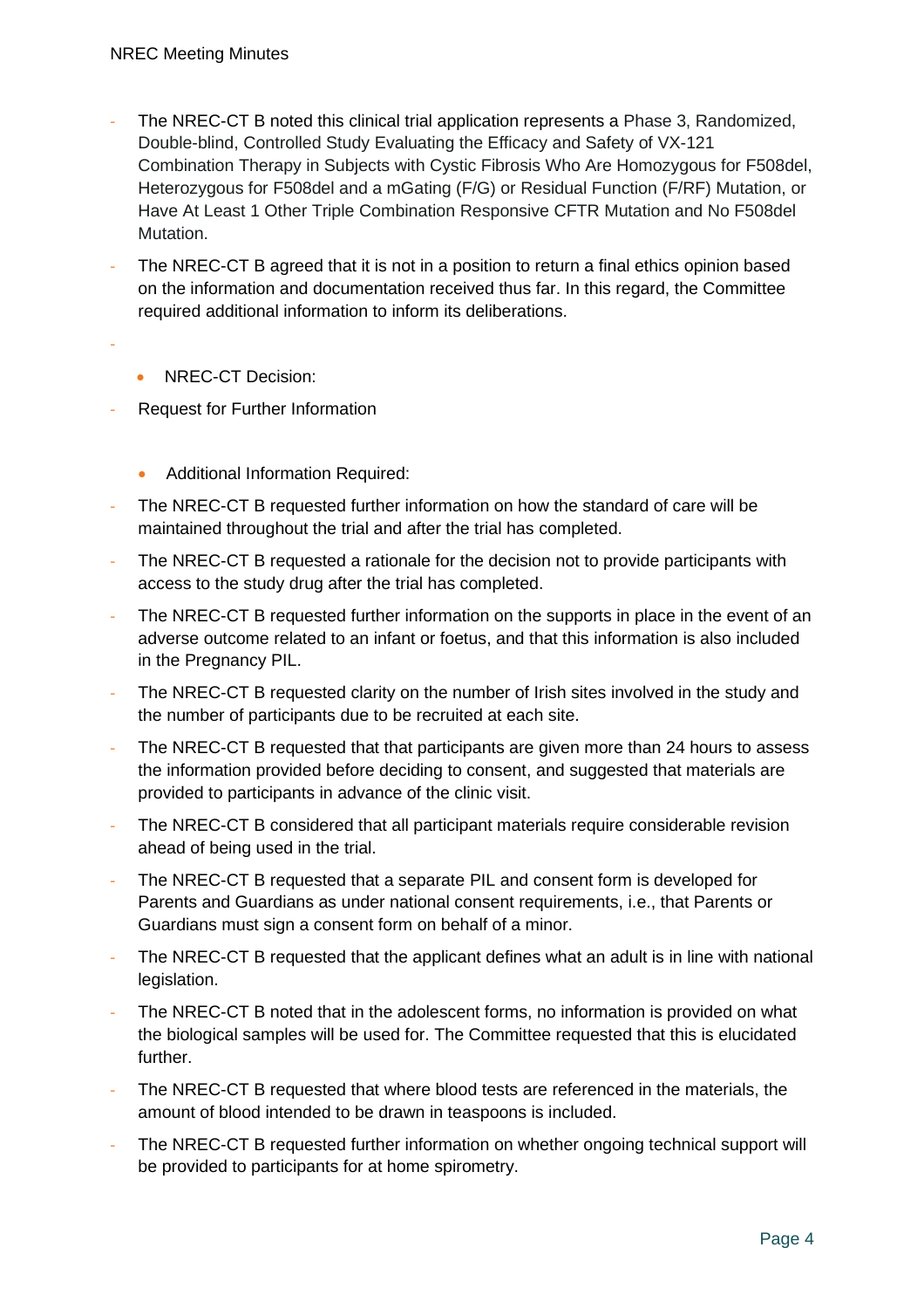- The NREC-CT B noted this clinical trial application represents a Phase 3, Randomized, Double-blind, Controlled Study Evaluating the Efficacy and Safety of VX-121 Combination Therapy in Subjects with Cystic Fibrosis Who Are Homozygous for F508del, Heterozygous for F508del and a mGating (F/G) or Residual Function (F/RF) Mutation, or Have At Least 1 Other Triple Combination Responsive CFTR Mutation and No F508del Mutation.
- The NREC-CT B agreed that it is not in a position to return a final ethics opinion based on the information and documentation received thus far. In this regard, the Committee required additional information to inform its deliberations.
-
  - NREC-CT Decision:
- Request for Further Information

  - Additional Information Required:
- The NREC-CT B requested further information on how the standard of care will be maintained throughout the trial and after the trial has completed.
- The NREC-CT B requested a rationale for the decision not to provide participants with access to the study drug after the trial has completed.
- The NREC-CT B requested further information on the supports in place in the event of an adverse outcome related to an infant or foetus, and that this information is also included in the Pregnancy PIL.
- The NREC-CT B requested clarity on the number of Irish sites involved in the study and the number of participants due to be recruited at each site.
- The NREC-CT B requested that that participants are given more than 24 hours to assess the information provided before deciding to consent, and suggested that materials are provided to participants in advance of the clinic visit.
- The NREC-CT B considered that all participant materials require considerable revision ahead of being used in the trial.
- The NREC-CT B requested that a separate PIL and consent form is developed for Parents and Guardians as under national consent requirements, i.e., that Parents or Guardians must sign a consent form on behalf of a minor.
- The NREC-CT B requested that the applicant defines what an adult is in line with national legislation.
- The NREC-CT B noted that in the adolescent forms, no information is provided on what the biological samples will be used for. The Committee requested that this is elucidated further.
- The NREC-CT B requested that where blood tests are referenced in the materials, the amount of blood intended to be drawn in teaspoons is included.
- The NREC-CT B requested further information on whether ongoing technical support will be provided to participants for at home spirometry.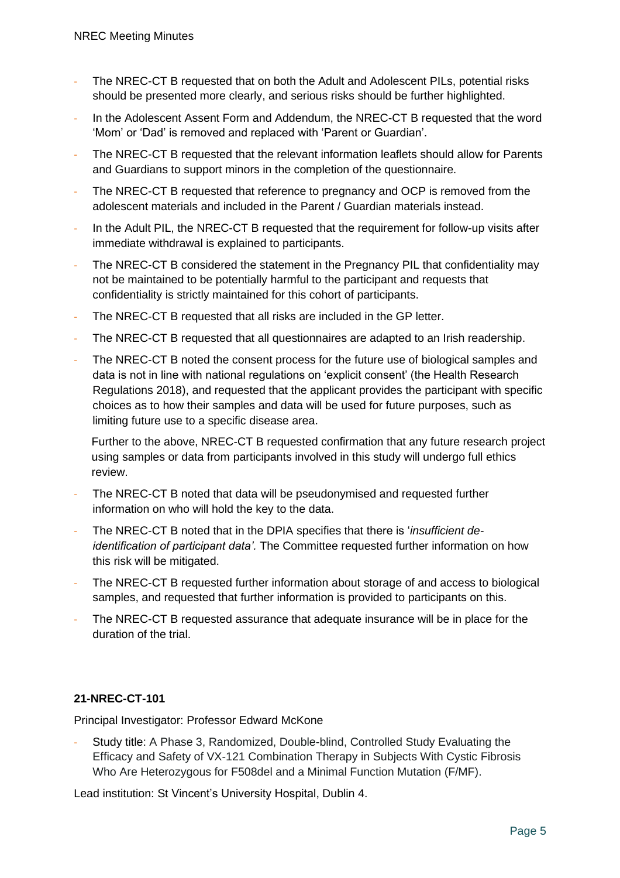- The NREC-CT B requested that on both the Adult and Adolescent PILs, potential risks should be presented more clearly, and serious risks should be further highlighted.
- In the Adolescent Assent Form and Addendum, the NREC-CT B requested that the word 'Mom' or 'Dad' is removed and replaced with 'Parent or Guardian'.
- The NREC-CT B requested that the relevant information leaflets should allow for Parents and Guardians to support minors in the completion of the questionnaire.
- The NREC-CT B requested that reference to pregnancy and OCP is removed from the adolescent materials and included in the Parent / Guardian materials instead.
- In the Adult PIL, the NREC-CT B requested that the requirement for follow-up visits after immediate withdrawal is explained to participants.
- The NREC-CT B considered the statement in the Pregnancy PIL that confidentiality may not be maintained to be potentially harmful to the participant and requests that confidentiality is strictly maintained for this cohort of participants.
- The NREC-CT B requested that all risks are included in the GP letter.
- The NREC-CT B requested that all questionnaires are adapted to an Irish readership.
- The NREC-CT B noted the consent process for the future use of biological samples and data is not in line with national regulations on 'explicit consent' (the Health Research Regulations 2018), and requested that the applicant provides the participant with specific choices as to how their samples and data will be used for future purposes, such as limiting future use to a specific disease area.

  Further to the above, NREC-CT B requested confirmation that any future research project using samples or data from participants involved in this study will undergo full ethics review.
- The NREC-CT B noted that data will be pseudonymised and requested further information on who will hold the key to the data.
- The NREC-CT B noted that in the DPIA specifies that there is '*insufficient de-identification of participant data'.* The Committee requested further information on how this risk will be mitigated.
- The NREC-CT B requested further information about storage of and access to biological samples, and requested that further information is provided to participants on this.
- The NREC-CT B requested assurance that adequate insurance will be in place for the duration of the trial.

**21-NREC-CT-101**

Principal Investigator: Professor Edward McKone

- Study title: A Phase 3, Randomized, Double-blind, Controlled Study Evaluating the Efficacy and Safety of VX-121 Combination Therapy in Subjects With Cystic Fibrosis Who Are Heterozygous for F508del and a Minimal Function Mutation (F/MF).

Lead institution: St Vincent's University Hospital, Dublin 4.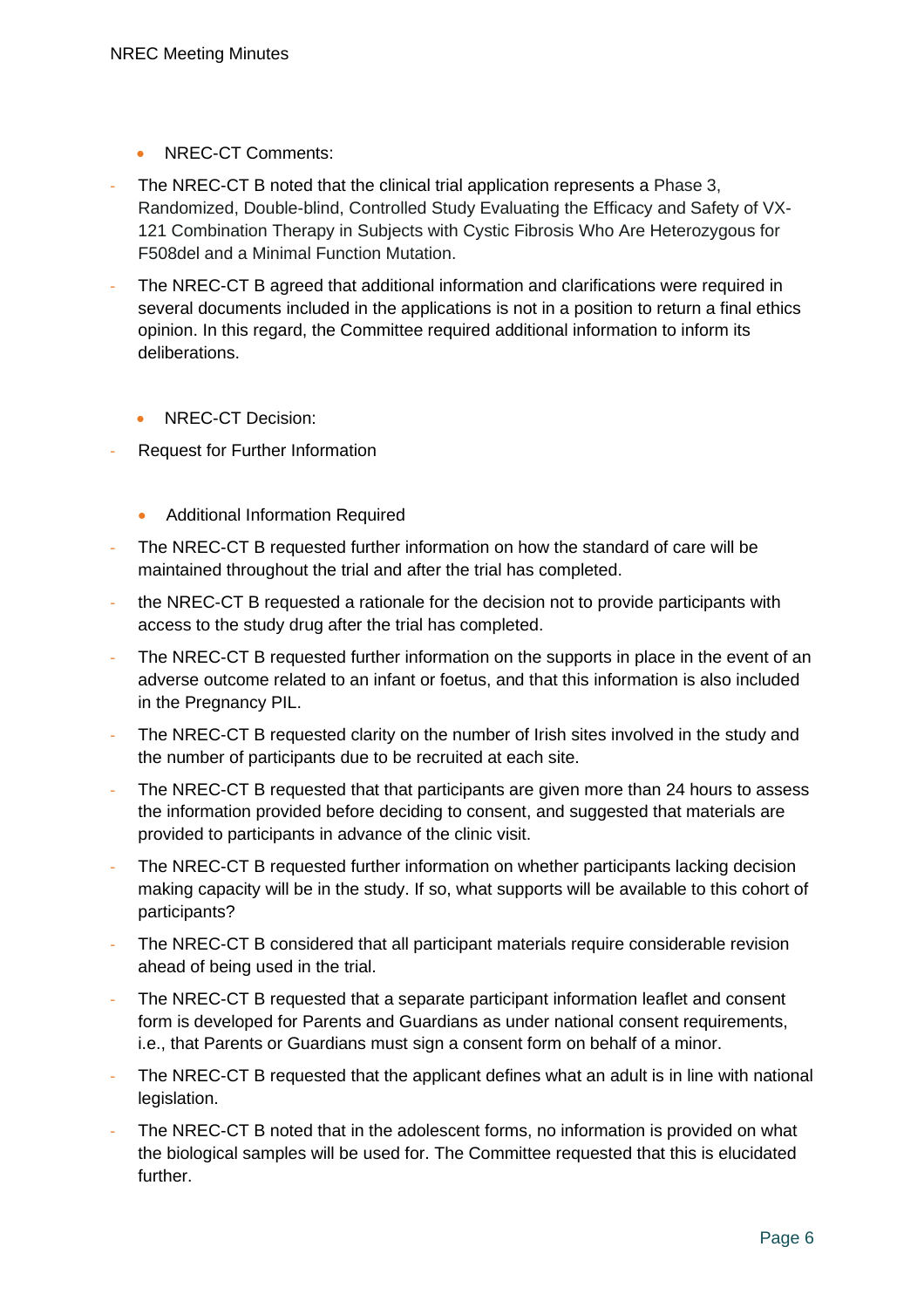- NREC-CT Comments:

- The NREC-CT B noted that the clinical trial application represents a Phase 3, Randomized, Double-blind, Controlled Study Evaluating the Efficacy and Safety of VX-121 Combination Therapy in Subjects with Cystic Fibrosis Who Are Heterozygous for F508del and a Minimal Function Mutation.
- The NREC-CT B agreed that additional information and clarifications were required in several documents included in the applications is not in a position to return a final ethics opinion. In this regard, the Committee required additional information to inform its deliberations.

- NREC-CT Decision:

- Request for Further Information

- Additional Information Required

- The NREC-CT B requested further information on how the standard of care will be maintained throughout the trial and after the trial has completed.
- the NREC-CT B requested a rationale for the decision not to provide participants with access to the study drug after the trial has completed.
- The NREC-CT B requested further information on the supports in place in the event of an adverse outcome related to an infant or foetus, and that this information is also included in the Pregnancy PIL.
- The NREC-CT B requested clarity on the number of Irish sites involved in the study and the number of participants due to be recruited at each site.
- The NREC-CT B requested that that participants are given more than 24 hours to assess the information provided before deciding to consent, and suggested that materials are provided to participants in advance of the clinic visit.
- The NREC-CT B requested further information on whether participants lacking decision making capacity will be in the study. If so, what supports will be available to this cohort of participants?
- The NREC-CT B considered that all participant materials require considerable revision ahead of being used in the trial.
- The NREC-CT B requested that a separate participant information leaflet and consent form is developed for Parents and Guardians as under national consent requirements, i.e., that Parents or Guardians must sign a consent form on behalf of a minor.
- The NREC-CT B requested that the applicant defines what an adult is in line with national legislation.
- The NREC-CT B noted that in the adolescent forms, no information is provided on what the biological samples will be used for. The Committee requested that this is elucidated further.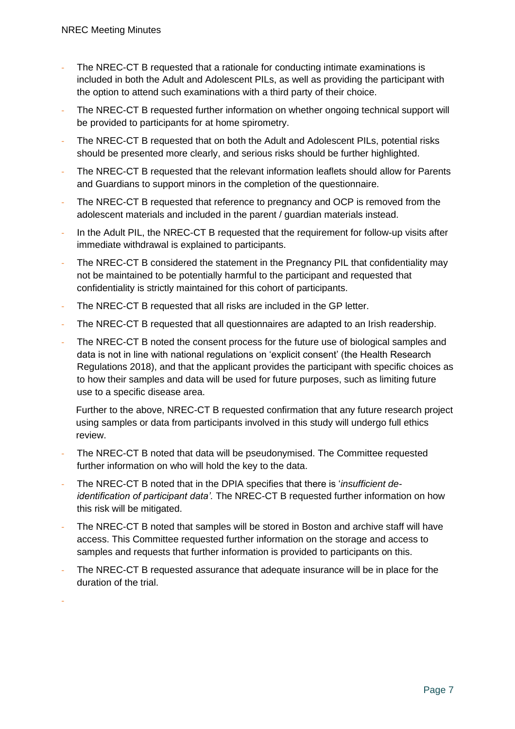- The NREC-CT B requested that a rationale for conducting intimate examinations is included in both the Adult and Adolescent PILs, as well as providing the participant with the option to attend such examinations with a third party of their choice.
- The NREC-CT B requested further information on whether ongoing technical support will be provided to participants for at home spirometry.
- The NREC-CT B requested that on both the Adult and Adolescent PILs, potential risks should be presented more clearly, and serious risks should be further highlighted.
- The NREC-CT B requested that the relevant information leaflets should allow for Parents and Guardians to support minors in the completion of the questionnaire.
- The NREC-CT B requested that reference to pregnancy and OCP is removed from the adolescent materials and included in the parent / guardian materials instead.
- In the Adult PIL, the NREC-CT B requested that the requirement for follow-up visits after immediate withdrawal is explained to participants.
- The NREC-CT B considered the statement in the Pregnancy PIL that confidentiality may not be maintained to be potentially harmful to the participant and requested that confidentiality is strictly maintained for this cohort of participants.
- The NREC-CT B requested that all risks are included in the GP letter.
- The NREC-CT B requested that all questionnaires are adapted to an Irish readership.
- The NREC-CT B noted the consent process for the future use of biological samples and data is not in line with national regulations on 'explicit consent' (the Health Research Regulations 2018), and that the applicant provides the participant with specific choices as to how their samples and data will be used for future purposes, such as limiting future use to a specific disease area.

  Further to the above, NREC-CT B requested confirmation that any future research project using samples or data from participants involved in this study will undergo full ethics review.
- The NREC-CT B noted that data will be pseudonymised. The Committee requested further information on who will hold the key to the data.
- The NREC-CT B noted that in the DPIA specifies that there is '*insufficient de-identification of participant data'.* The NREC-CT B requested further information on how this risk will be mitigated.
- The NREC-CT B noted that samples will be stored in Boston and archive staff will have access. This Committee requested further information on the storage and access to samples and requests that further information is provided to participants on this.
- The NREC-CT B requested assurance that adequate insurance will be in place for the duration of the trial.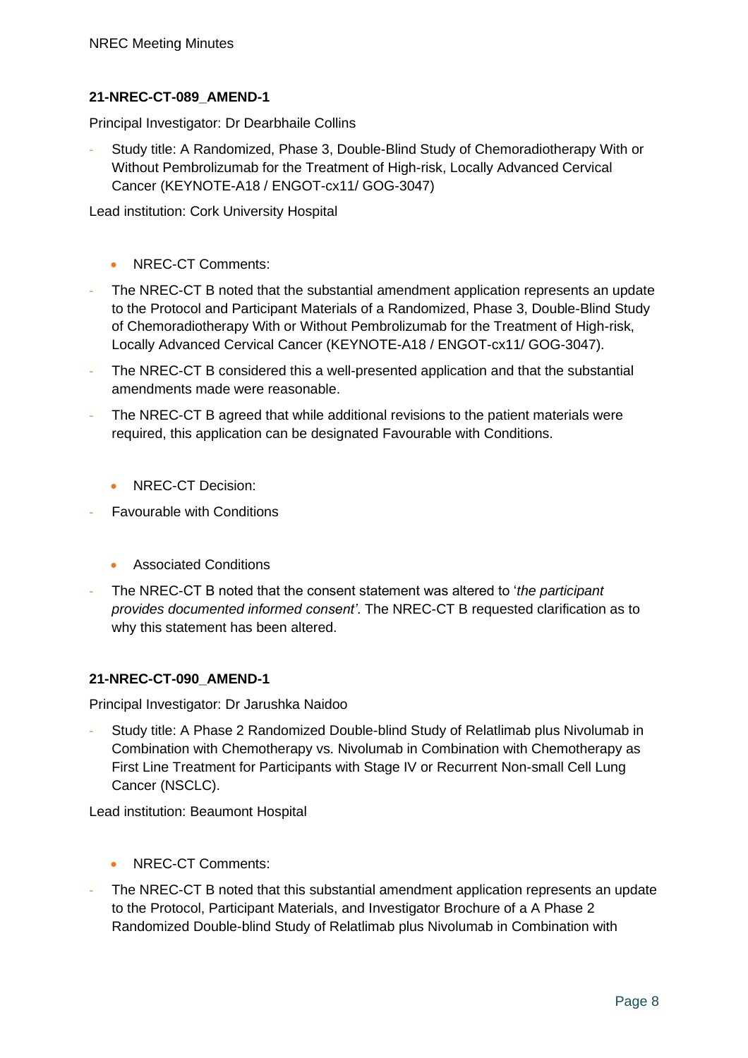**21-NREC-CT-089_AMEND-1**

Principal Investigator: Dr Dearbhaile Collins

- Study title: A Randomized, Phase 3, Double-Blind Study of Chemoradiotherapy With or Without Pembrolizumab for the Treatment of High-risk, Locally Advanced Cervical Cancer (KEYNOTE-A18 / ENGOT-cx11/ GOG-3047)

Lead institution: Cork University Hospital

- NREC-CT Comments:

- The NREC-CT B noted that the substantial amendment application represents an update to the Protocol and Participant Materials of a Randomized, Phase 3, Double-Blind Study of Chemoradiotherapy With or Without Pembrolizumab for the Treatment of High-risk, Locally Advanced Cervical Cancer (KEYNOTE-A18 / ENGOT-cx11/ GOG-3047).
- The NREC-CT B considered this a well-presented application and that the substantial amendments made were reasonable.
- The NREC-CT B agreed that while additional revisions to the patient materials were required, this application can be designated Favourable with Conditions.

- NREC-CT Decision:

- Favourable with Conditions

- Associated Conditions

- The NREC-CT B noted that the consent statement was altered to '*the participant provides documented informed consent'*. The NREC-CT B requested clarification as to why this statement has been altered.

**21-NREC-CT-090_AMEND-1**

Principal Investigator: Dr Jarushka Naidoo

- Study title: A Phase 2 Randomized Double-blind Study of Relatlimab plus Nivolumab in Combination with Chemotherapy vs. Nivolumab in Combination with Chemotherapy as First Line Treatment for Participants with Stage IV or Recurrent Non-small Cell Lung Cancer (NSCLC).

Lead institution: Beaumont Hospital

- NREC-CT Comments:

- The NREC-CT B noted that this substantial amendment application represents an update to the Protocol, Participant Materials, and Investigator Brochure of a A Phase 2 Randomized Double-blind Study of Relatlimab plus Nivolumab in Combination with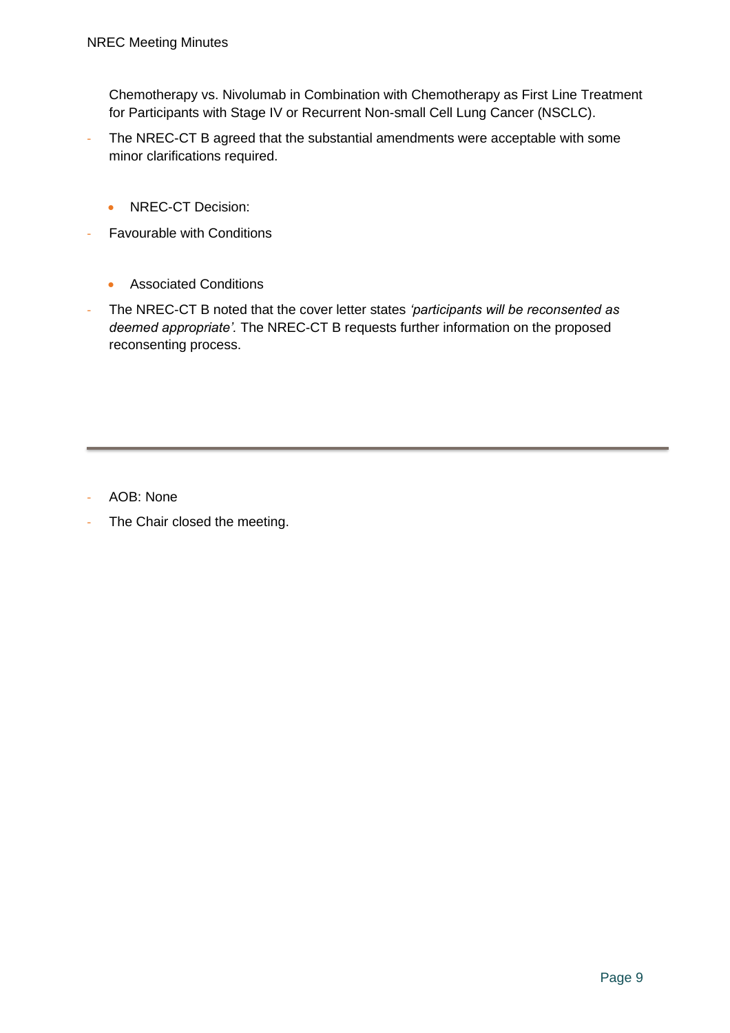Chemotherapy vs. Nivolumab in Combination with Chemotherapy as First Line Treatment for Participants with Stage IV or Recurrent Non-small Cell Lung Cancer (NSCLC).

- The NREC-CT B agreed that the substantial amendments were acceptable with some minor clarifications required.

  - NREC-CT Decision:

- Favourable with Conditions

  - Associated Conditions

- The NREC-CT B noted that the cover letter states *'participants will be reconsented as deemed appropriate'*. The NREC-CT B requests further information on the proposed reconsenting process.

---

- AOB: None
- The Chair closed the meeting.